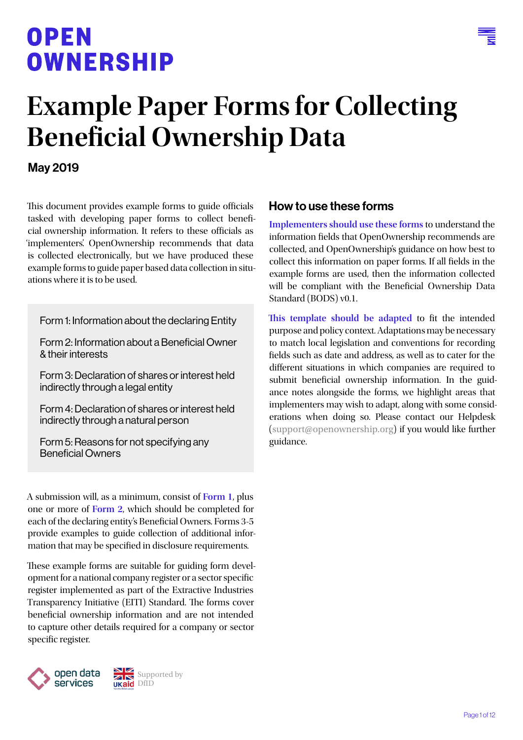OPEN
OWNERSHIP

# Example Paper Forms for Collecting Beneficial Ownership Data

**May 2019**

This document provides example forms to guide officials tasked with developing paper forms to collect beneficial ownership information. It refers to these officials as 'implementers'. OpenOwnership recommends that data is collected electronically, but we have produced these example forms to guide paper based data collection in situations where it is to be used.

- Form 1: Information about the declaring Entity
- Form 2: Information about a Beneficial Owner & their interests
- Form 3: Declaration of shares or interest held indirectly through a legal entity
- Form 4: Declaration of shares or interest held indirectly through a natural person
- Form 5: Reasons for not specifying any Beneficial Owners

A submission will, as a minimum, consist of **Form 1**, plus one or more of **Form 2**, which should be completed for each of the declaring entity's Beneficial Owners. Forms 3-5 provide examples to guide collection of additional information that may be specified in disclosure requirements.

These example forms are suitable for guiding form development for a national company register or a sector specific register implemented as part of the Extractive Industries Transparency Initiative (EITI) Standard. The forms cover beneficial ownership information and are not intended to capture other details required for a company or sector specific register.

## How to use these forms

**Implementers should use these forms** to understand the information fields that OpenOwnership recommends are collected, and OpenOwnership's guidance on how best to collect this information on paper forms. If all fields in the example forms are used, then the information collected will be compliant with the Beneficial Ownership Data Standard (BODS) v0.1.

**This template should be adapted** to fit the intended purpose and policy context. Adaptations may be necessary to match local legislation and conventions for recording fields such as date and address, as well as to cater for the different situations in which companies are required to submit beneficial ownership information. In the guidance notes alongside the forms, we highlight areas that implementers may wish to adapt, along with some considerations when doing so. Please contact our Helpdesk (support@openownership.org) if you would like further guidance.

open data services

Supported by DfID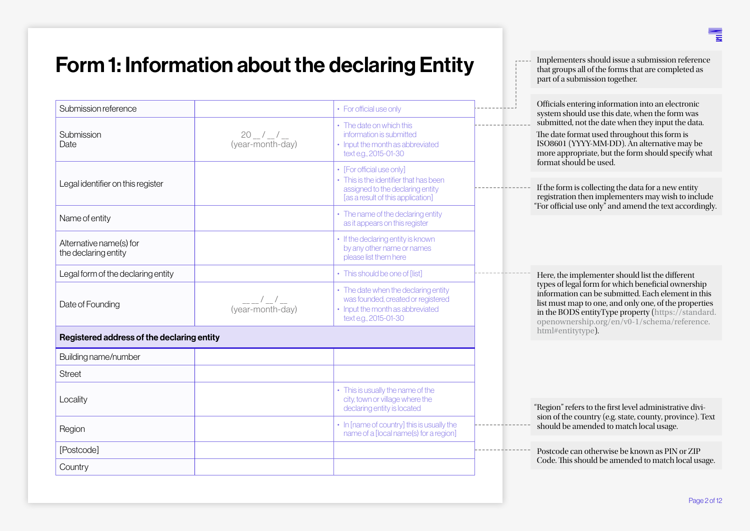# Form 1: Information about the declaring Entity

| Field | Input | Guidance |
|---|---|---|
| Submission reference | | • For official use only |
| Submission Date | 20 __ / __ / __ (year-month-day) | • The date on which this information is submitted<br>• Input the month as abbreviated text e.g., 2015-01-30 |
| Legal identifier on this register | | • [For official use only]<br>• This is the identifier that has been assigned to the declaring entity [as a result of this application] |
| Name of entity | | • The name of the declaring entity as it appears on this register |
| Alternative name(s) for the declaring entity | | • If the declaring entity is known by any other name or names please list them here |
| Legal form of the declaring entity | | • This should be one of [list] |
| Date of Founding | __ __ / __ / __ (year-month-day) | • The date when the declaring entity was founded, created or registered<br>• Input the month as abbreviated text e.g., 2015-01-30 |
| **Registered address of the declaring entity** | | |
| Building name/number | | |
| Street | | |
| Locality | | • This is usually the name of the city, town or village where the declaring entity is located |
| Region | | • In [name of country] this is usually the name of a [local name(s) for a region] |
| [Postcode] | | |
| Country | | |

Implementers should issue a submission reference that groups all of the forms that are completed as part of a submission together.

Officials entering information into an electronic system should use this date, when the form was submitted, not the date when they input the data.

The date format used throughout this form is ISO8601 (YYYY-MM-DD). An alternative may be more appropriate, but the form should specify what format should be used.

If the form is collecting the data for a new entity registration then implementers may wish to include "For official use only" and amend the text accordingly.

Here, the implementer should list the different types of legal form for which beneficial ownership information can be submitted. Each element in this list must map to one, and only one, of the properties in the BODS entityType property (https://standard.openownership.org/en/v0-1/schema/reference.html#entitytype).

"Region" refers to the first level administrative division of the country (e.g. state, county, province). Text should be amended to match local usage.

Postcode can otherwise be known as PIN or ZIP Code. This should be amended to match local usage.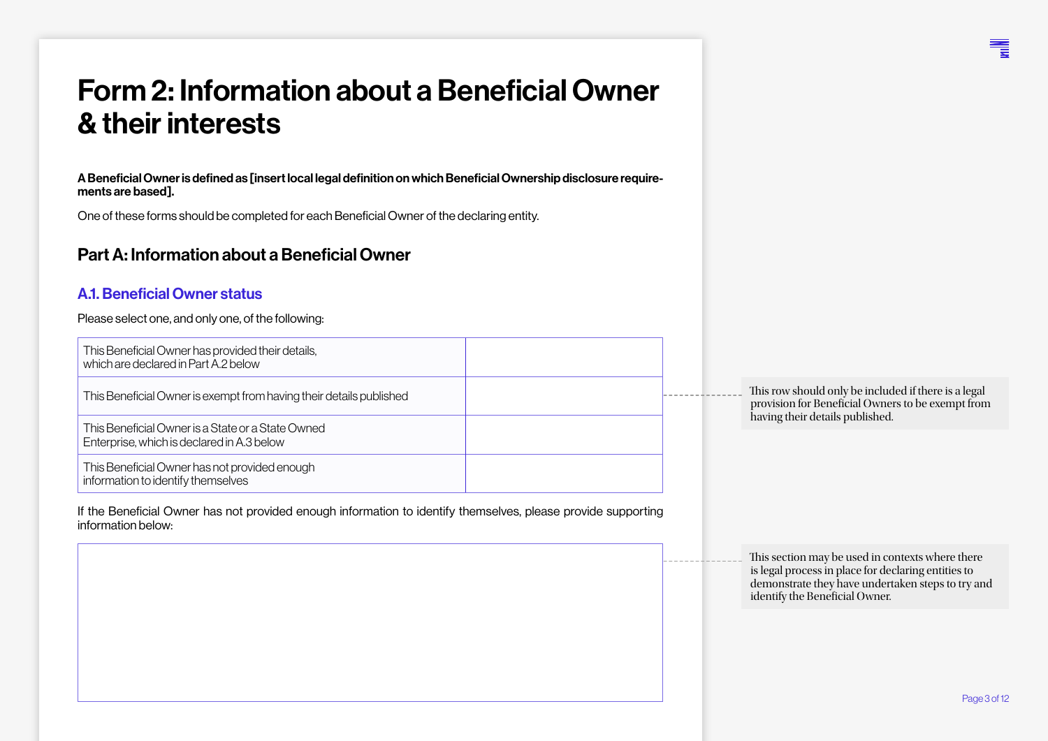# Form 2: Information about a Beneficial Owner & their interests

**A Beneficial Owner is defined as [insert local legal definition on which Beneficial Ownership disclosure requirements are based].**

One of these forms should be completed for each Beneficial Owner of the declaring entity.

## Part A: Information about a Beneficial Owner

### A.1. Beneficial Owner status

Please select one, and only one, of the following:

| | |
|---|---|
| This Beneficial Owner has provided their details, which are declared in Part A.2 below | |
| This Beneficial Owner is exempt from having their details published | |
| This Beneficial Owner is a State or a State Owned Enterprise, which is declared in A.3 below | |
| This Beneficial Owner has not provided enough information to identify themselves | |

This row should only be included if there is a legal provision for Beneficial Owners to be exempt from having their details published.

If the Beneficial Owner has not provided enough information to identify themselves, please provide supporting information below:

| |
|---|
| |

This section may be used in contexts where there is legal process in place for declaring entities to demonstrate they have undertaken steps to try and identify the Beneficial Owner.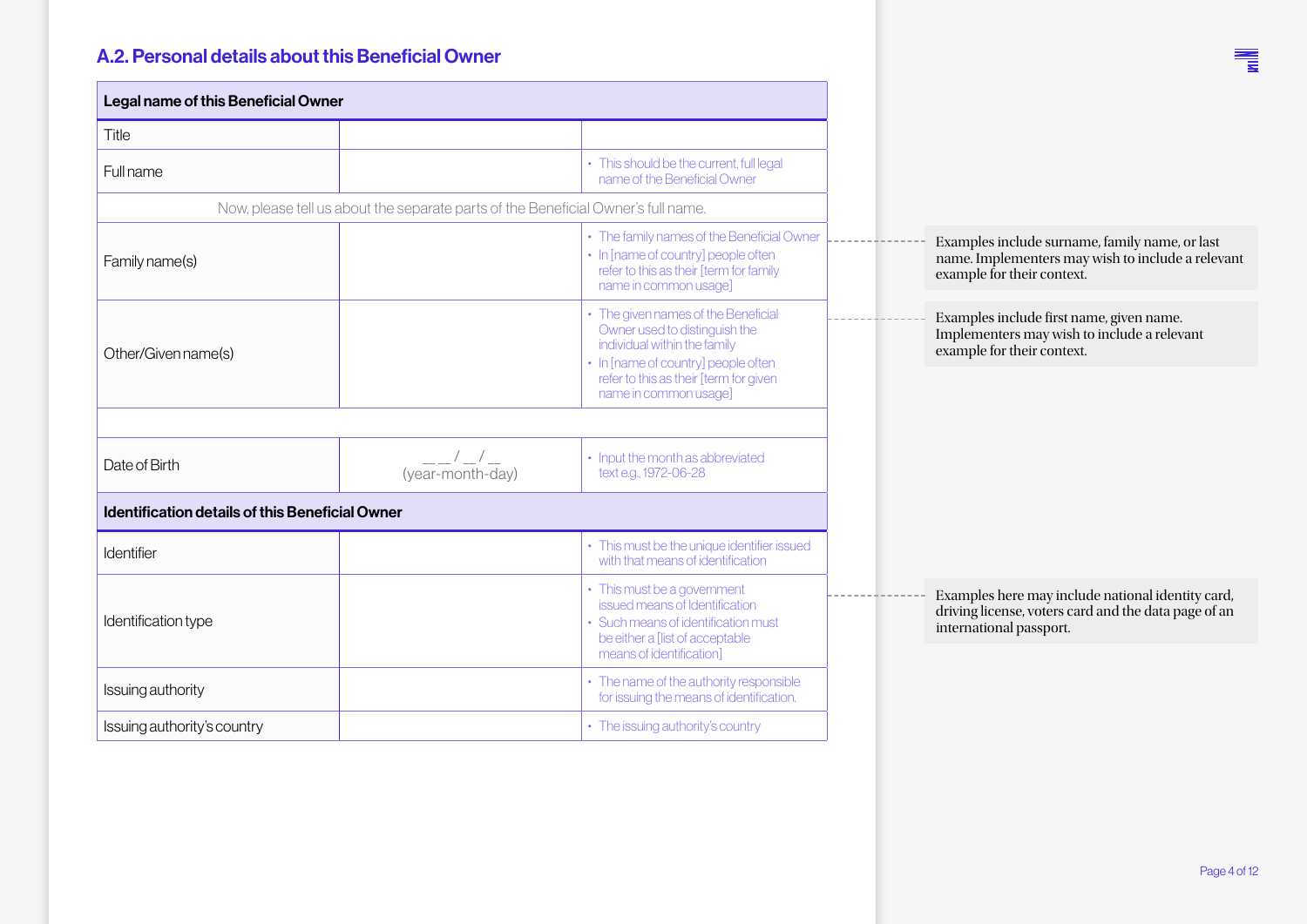## A.2. Personal details about this Beneficial Owner

| Legal name of this Beneficial Owner | | |
|---|---|---|
| Title | | |
| Full name | | • This should be the current, full legal name of the Beneficial Owner |
| Now, please tell us about the separate parts of the Beneficial Owner's full name. | | |
| Family name(s) | | • The family names of the Beneficial Owner<br>• In [name of country] people often refer to this as their [term for family name in common usage] |
| Other/Given name(s) | | • The given names of the Beneficial Owner used to distinguish the individual within the family<br>• In [name of country] people often refer to this as their [term for given name in common usage] |
| | | |
| Date of Birth | __ __ / __ / __<br>(year-month-day) | • Input the month as abbreviated text e.g., 1972-06-28 |
| **Identification details of this Beneficial Owner** | | |
| Identifier | | • This must be the unique identifier issued with that means of identification |
| Identification type | | • This must be a government issued means of Identification<br>• Such means of identification must be either a [list of acceptable means of identification] |
| Issuing authority | | • The name of the authority responsible for issuing the means of identification. |
| Issuing authority's country | | • The issuing authority's country |

Examples include surname, family name, or last name. Implementers may wish to include a relevant example for their context.

Examples include first name, given name. Implementers may wish to include a relevant example for their context.

Examples here may include national identity card, driving license, voters card and the data page of an international passport.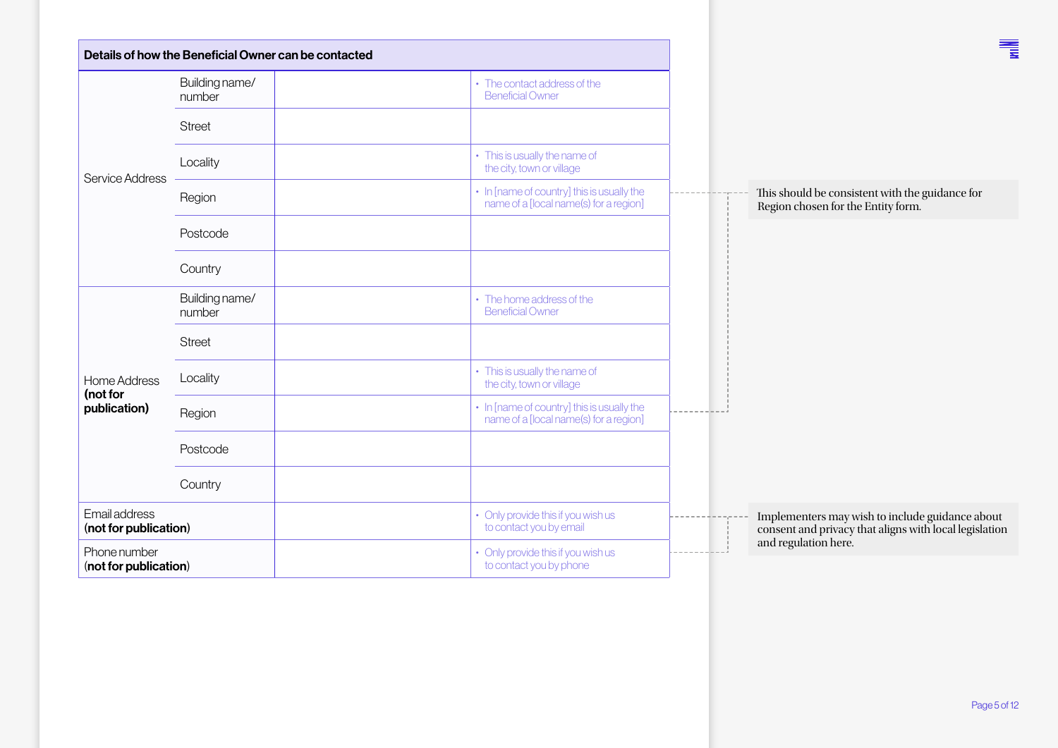| Details of how the Beneficial Owner can be contacted | | | |
|---|---|---|---|
| Service Address | Building name/ number | | • The contact address of the Beneficial Owner |
| | Street | | |
| | Locality | | • This is usually the name of the city, town or village |
| | Region | | • In [name of country] this is usually the name of a [local name(s) for a region] |
| | Postcode | | |
| | Country | | |
| Home Address **(not for publication)** | Building name/ number | | • The home address of the Beneficial Owner |
| | Street | | |
| | Locality | | • This is usually the name of the city, town or village |
| | Region | | • In [name of country] this is usually the name of a [local name(s) for a region] |
| | Postcode | | |
| | Country | | |
| Email address **(not for publication)** | | | • Only provide this if you wish us to contact you by email |
| Phone number (**not for publication**) | | | • Only provide this if you wish us to contact you by phone |

This should be consistent with the guidance for Region chosen for the Entity form.

Implementers may wish to include guidance about consent and privacy that aligns with local legislation and regulation here.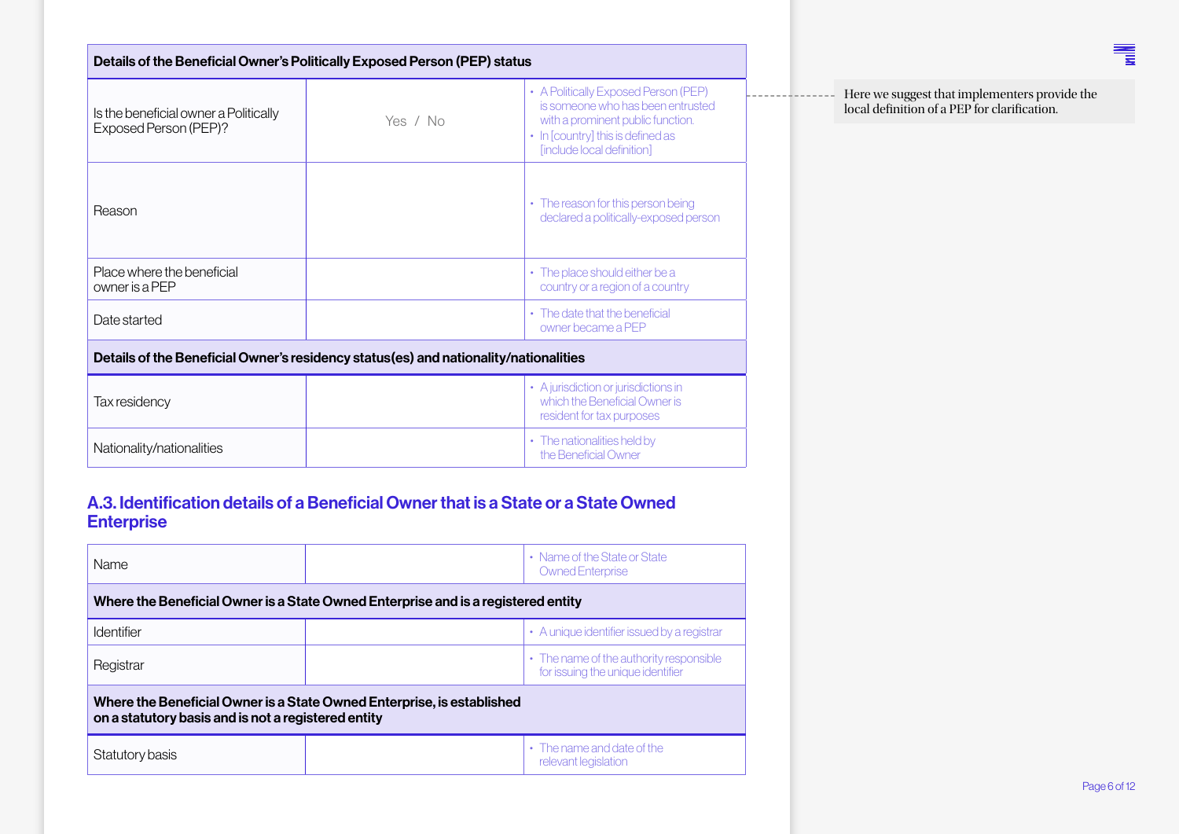| Details of the Beneficial Owner's Politically Exposed Person (PEP) status | | |
|---|---|---|
| Is the beneficial owner a Politically Exposed Person (PEP)? | Yes / No | • A Politically Exposed Person (PEP) is someone who has been entrusted with a prominent public function.<br>• In [country] this is defined as [include local definition] |
| Reason | | • The reason for this person being declared a politically-exposed person |
| Place where the beneficial owner is a PEP | | • The place should either be a country or a region of a country |
| Date started | | • The date that the beneficial owner became a PEP |
| **Details of the Beneficial Owner's residency status(es) and nationality/nationalities** | | |
| Tax residency | | • A jurisdiction or jurisdictions in which the Beneficial Owner is resident for tax purposes |
| Nationality/nationalities | | • The nationalities held by the Beneficial Owner |

Here we suggest that implementers provide the local definition of a PEP for clarification.

## A.3. Identification details of a Beneficial Owner that is a State or a State Owned Enterprise

| Name | | • Name of the State or State Owned Enterprise |
|---|---|---|
| **Where the Beneficial Owner is a State Owned Enterprise and is a registered entity** | | |
| Identifier | | • A unique identifier issued by a registrar |
| Registrar | | • The name of the authority responsible for issuing the unique identifier |
| **Where the Beneficial Owner is a State Owned Enterprise, is established on a statutory basis and is not a registered entity** | | |
| Statutory basis | | • The name and date of the relevant legislation |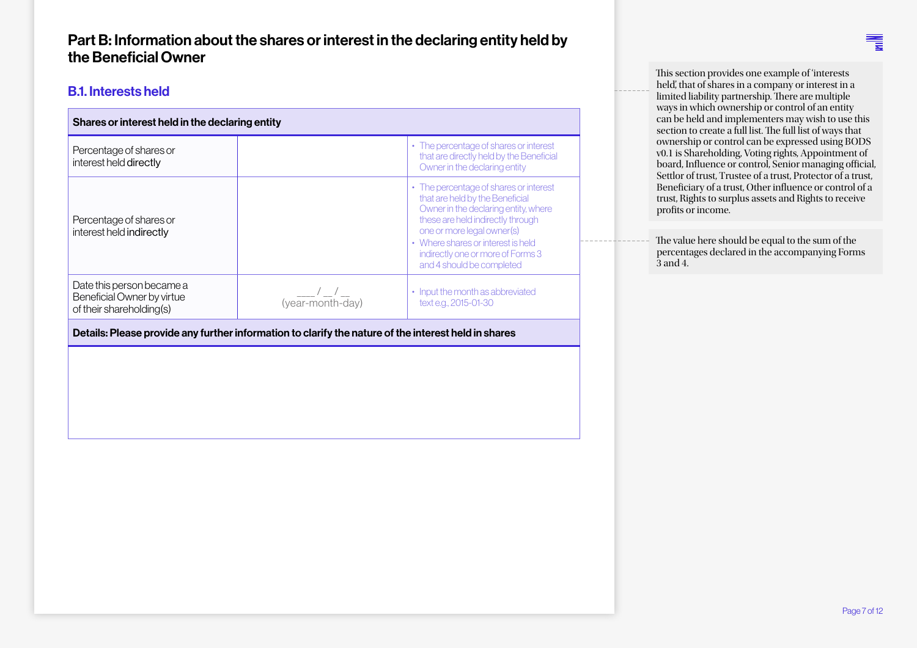# Part B: Information about the shares or interest in the declaring entity held by the Beneficial Owner

## B.1. Interests held

| Shares or interest held in the declaring entity | | |
|---|---|---|
| Percentage of shares or interest held **directly** | | • The percentage of shares or interest that are directly held by the Beneficial Owner in the declaring entity |
| Percentage of shares or interest held **indirectly** | | • The percentage of shares or interest that are held by the Beneficial Owner in the declaring entity, where these are held indirectly through one or more legal owner(s) • Where shares or interest is held indirectly one or more of Forms 3 and 4 should be completed |
| Date this person became a Beneficial Owner by virtue of their shareholding(s) | ___ / __ / __ (year-month-day) | • Input the month as abbreviated text e.g. 2015-01-30 |
| **Details: Please provide any further information to clarify the nature of the interest held in shares** | | |
| | | |

This section provides one example of 'interests held', that of shares in a company or interest in a limited liability partnership. There are multiple ways in which ownership or control of an entity can be held and implementers may wish to use this section to create a full list. The full list of ways that ownership or control can be expressed using BODS v0.1 is Shareholding, Voting rights, Appointment of board, Influence or control, Senior managing official, Settlor of trust, Trustee of a trust, Protector of a trust, Beneficiary of a trust, Other influence or control of a trust, Rights to surplus assets and Rights to receive profits or income.

The value here should be equal to the sum of the percentages declared in the accompanying Forms 3 and 4.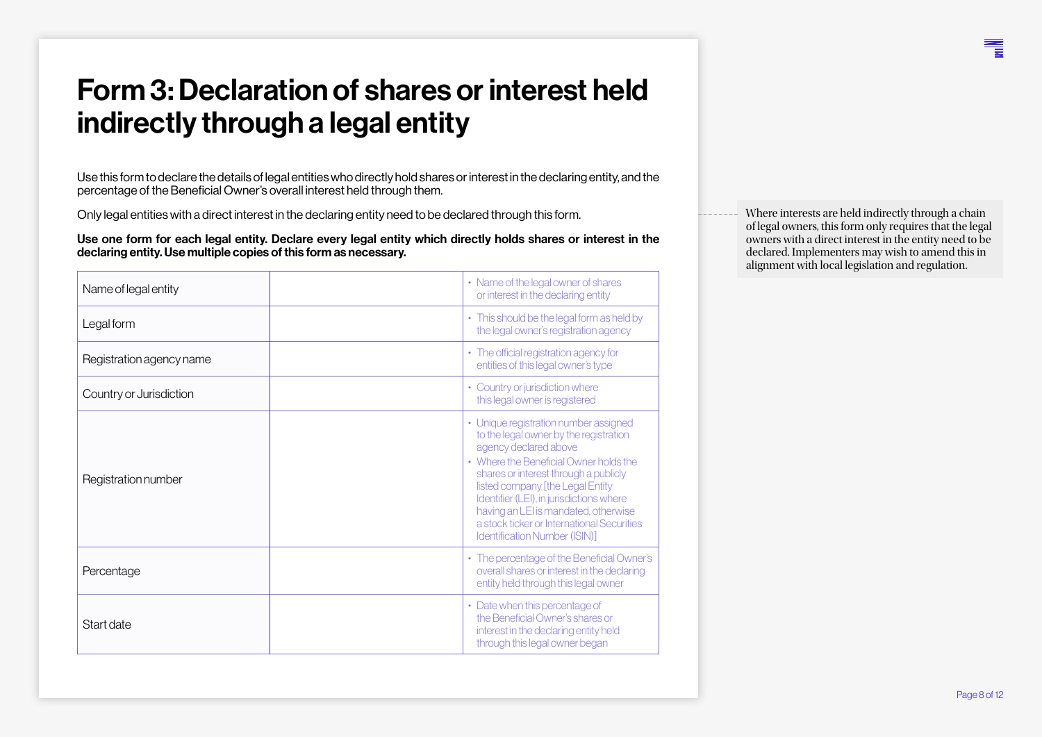# Form 3: Declaration of shares or interest held indirectly through a legal entity

Use this form to declare the details of legal entities who directly hold shares or interest in the declaring entity, and the percentage of the Beneficial Owner's overall interest held through them.

Only legal entities with a direct interest in the declaring entity need to be declared through this form.

**Use one form for each legal entity. Declare every legal entity which directly holds shares or interest in the declaring entity. Use multiple copies of this form as necessary.**

| | | |
|---|---|---|
| Name of legal entity | | • Name of the legal owner of shares or interest in the declaring entity |
| Legal form | | • This should be the legal form as held by the legal owner's registration agency |
| Registration agency name | | • The official registration agency for entities of this legal owner's type |
| Country or Jurisdiction | | • Country or jurisdiction where this legal owner is registered |
| Registration number | | • Unique registration number assigned to the legal owner by the registration agency declared above<br>• Where the Beneficial Owner holds the shares or interest through a publicly listed company [the Legal Entity Identifier (LEI), in jurisdictions where having an LEI is mandated, otherwise a stock ticker or International Securities Identification Number (ISIN)] |
| Percentage | | • The percentage of the Beneficial Owner's overall shares or interest in the declaring entity held through this legal owner |
| Start date | | • Date when this percentage of the Beneficial Owner's shares or interest in the declaring entity held through this legal owner began |

Where interests are held indirectly through a chain of legal owners, this form only requires that the legal owners with a direct interest in the entity need to be declared. Implementers may wish to amend this in alignment with local legislation and regulation.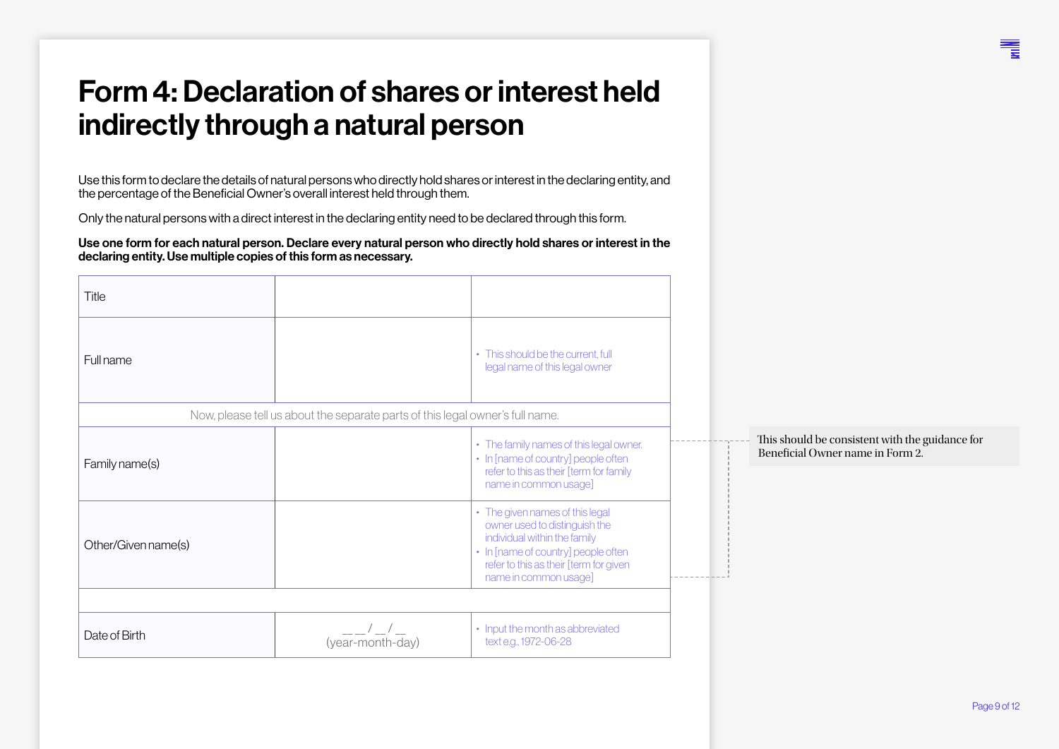# Form 4: Declaration of shares or interest held indirectly through a natural person

Use this form to declare the details of natural persons who directly hold shares or interest in the declaring entity, and the percentage of the Beneficial Owner's overall interest held through them.

Only the natural persons with a direct interest in the declaring entity need to be declared through this form.

**Use one form for each natural person. Declare every natural person who directly hold shares or interest in the declaring entity. Use multiple copies of this form as necessary.**

| Title | | |
|---|---|---|
| Full name | | • This should be the current, full legal name of this legal owner |
| Now, please tell us about the separate parts of this legal owner's full name. | | |
| Family name(s) | | • The family names of this legal owner.<br>• In [name of country] people often refer to this as their [term for family name in common usage] |
| Other/Given name(s) | | • The given names of this legal owner used to distinguish the individual within the family<br>• In [name of country] people often refer to this as their [term for given name in common usage] |
| | | |
| Date of Birth | _ _ / _ / _<br>(year-month-day) | • Input the month as abbreviated text e.g., 1972-06-28 |

This should be consistent with the guidance for Beneficial Owner name in Form 2.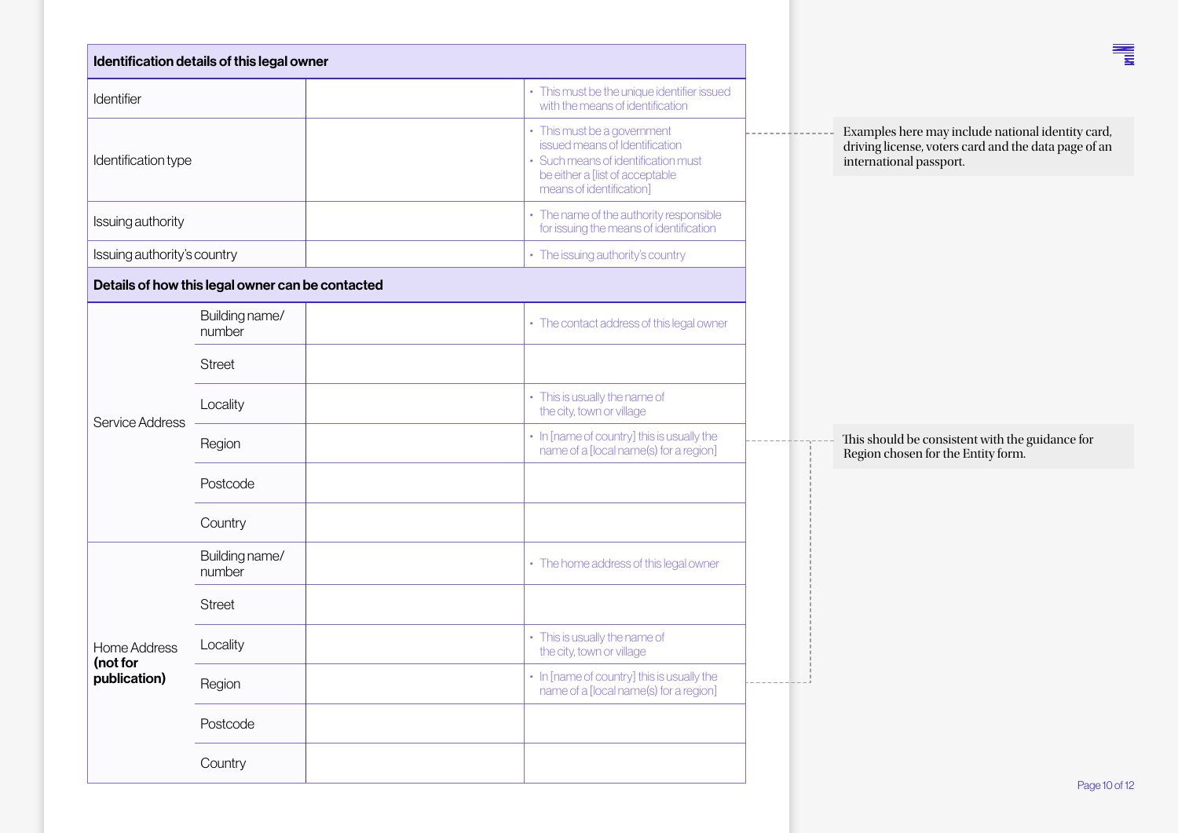| Identification details of this legal owner | | | |
|---|---|---|---|
| Identifier | | | • This must be the unique identifier issued with the means of identification |
| Identification type | | | • This must be a government issued means of Identification<br>• Such means of identification must be either a [list of acceptable means of identification] |
| Issuing authority | | | • The name of the authority responsible for issuing the means of identification |
| Issuing authority's country | | | • The issuing authority's country |
| **Details of how this legal owner can be contacted** | | | |
| Service Address | Building name/ number | | • The contact address of this legal owner |
| | Street | | |
| | Locality | | • This is usually the name of the city, town or village |
| | Region | | • In [name of country] this is usually the name of a [local name(s) for a region] |
| | Postcode | | |
| | Country | | |
| Home Address **(not for publication)** | Building name/ number | | • The home address of this legal owner |
| | Street | | |
| | Locality | | • This is usually the name of the city, town or village |
| | Region | | • In [name of country] this is usually the name of a [local name(s) for a region] |
| | Postcode | | |
| | Country | | |

Examples here may include national identity card, driving license, voters card and the data page of an international passport.

This should be consistent with the guidance for Region chosen for the Entity form.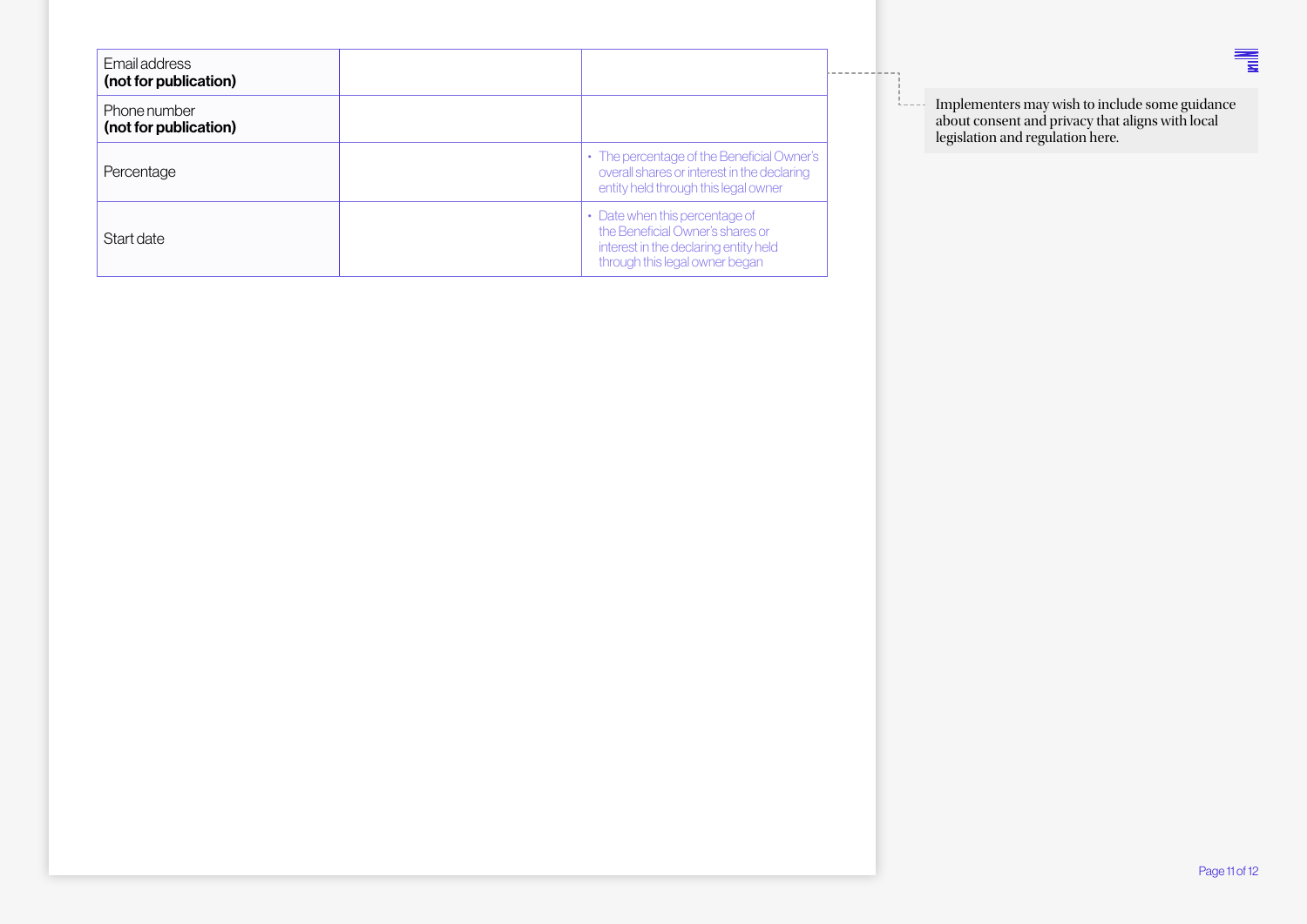| Email address **(not for publication)** | | |
| --- | --- | --- |
| Phone number **(not for publication)** | | |
| Percentage | | • The percentage of the Beneficial Owner's overall shares or interest in the declaring entity held through this legal owner |
| Start date | | • Date when this percentage of the Beneficial Owner's shares or interest in the declaring entity held through this legal owner began |

Implementers may wish to include some guidance about consent and privacy that aligns with local legislation and regulation here.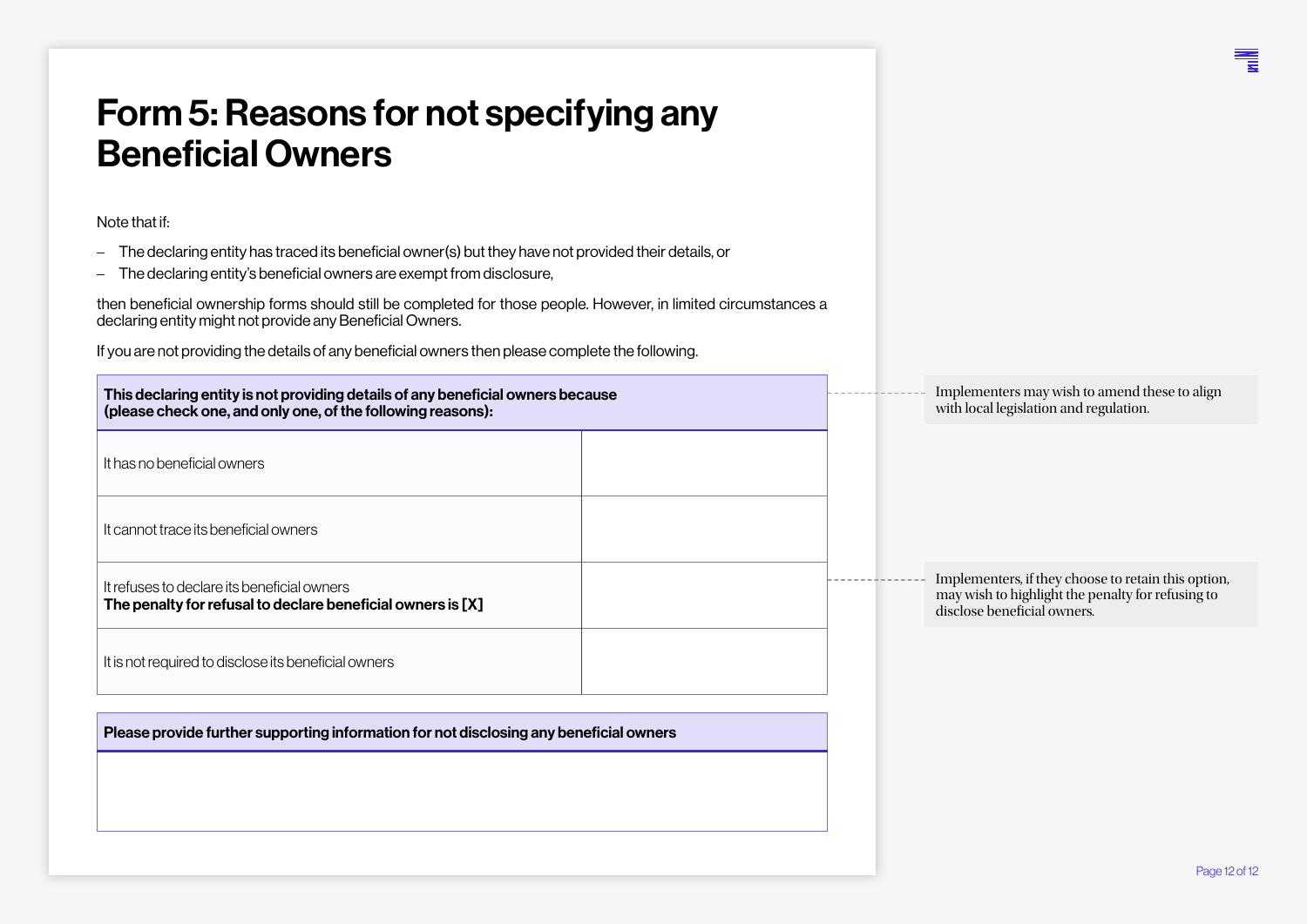# Form 5: Reasons for not specifying any Beneficial Owners

Note that if:

- The declaring entity has traced its beneficial owner(s) but they have not provided their details, or
- The declaring entity's beneficial owners are exempt from disclosure,

then beneficial ownership forms should still be completed for those people. However, in limited circumstances a declaring entity might not provide any Beneficial Owners.

If you are not providing the details of any beneficial owners then please complete the following.

| **This declaring entity is not providing details of any beneficial owners because (please check one, and only one, of the following reasons):** | |
|---|---|
| It has no beneficial owners | |
| It cannot trace its beneficial owners | |
| It refuses to declare its beneficial owners<br>**The penalty for refusal to declare beneficial owners is [X]** | |
| It is not required to disclose its beneficial owners | |

Implementers may wish to amend these to align with local legislation and regulation.

Implementers, if they choose to retain this option, may wish to highlight the penalty for refusing to disclose beneficial owners.

| **Please provide further supporting information for not disclosing any beneficial owners** |
|---|
| |